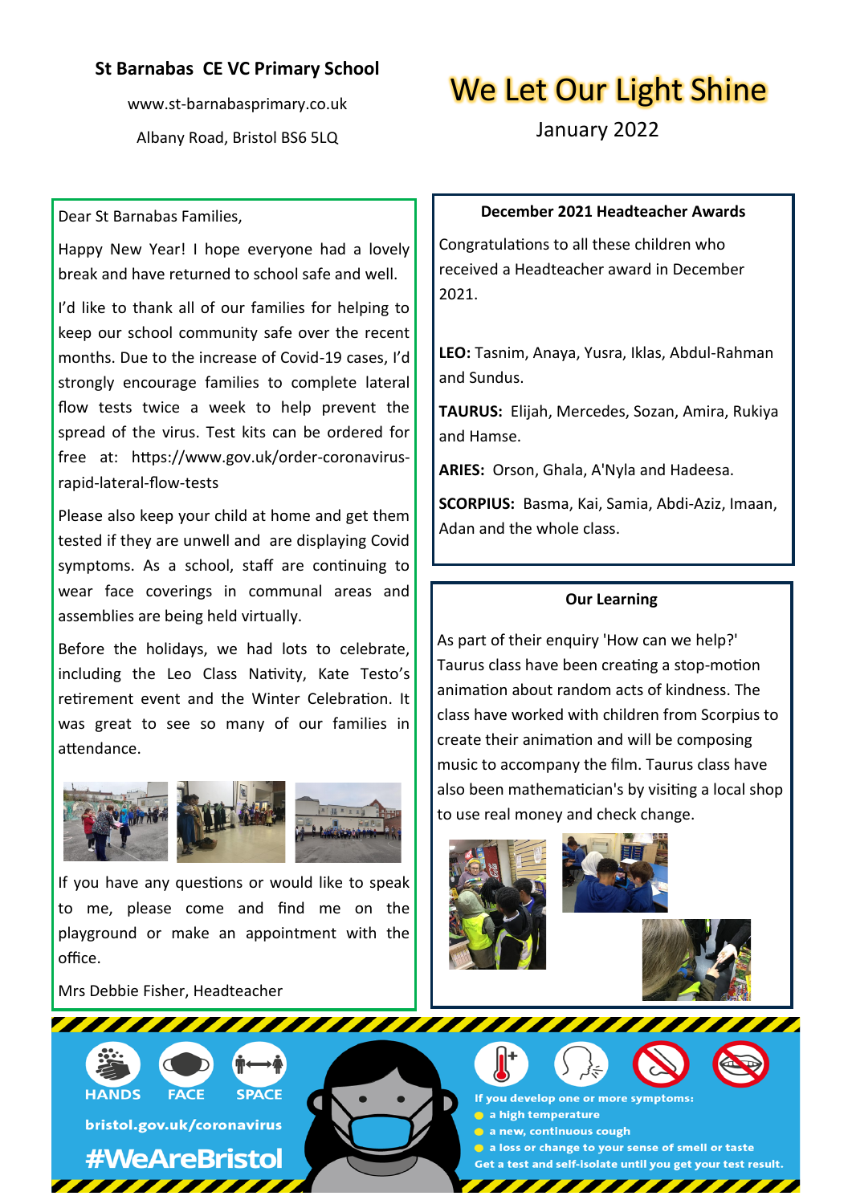**St Barnabas CE VC Primary School**

www.st-barnabasprimary.co.uk

Albany Road, Bristol BS6 5LQ

# We Let Our Light Shine

January 2022

Dear St Barnabas Families,

Happy New Year! I hope everyone had a lovely break and have returned to school safe and well.

I'd like to thank all of our families for helping to keep our school community safe over the recent months. Due to the increase of Covid-19 cases, I'd strongly encourage families to complete lateral flow tests twice a week to help prevent the spread of the virus. Test kits can be ordered for free at: https://www.gov.uk/order-coronavirus-rapid-lateral-flow-tests

Please also keep your child at home and get them tested if they are unwell and are displaying Covid symptoms. As a school, staff are continuing to wear face coverings in communal areas and assemblies are being held virtually.

Before the holidays, we had lots to celebrate, including the Leo Class Nativity, Kate Testo's retirement event and the Winter Celebration. It was great to see so many of our families in attendance.

If you have any questions or would like to speak to me, please come and find me on the playground or make an appointment with the office.

Mrs Debbie Fisher, Headteacher

## December 2021 Headteacher Awards

Congratulations to all these children who received a Headteacher award in December 2021.

**LEO:** Tasnim, Anaya, Yusra, Iklas, Abdul-Rahman and Sundus.

**TAURUS:** Elijah, Mercedes, Sozan, Amira, Rukiya and Hamse.

**ARIES:** Orson, Ghala, A'Nyla and Hadeesa.

**SCORPIUS:** Basma, Kai, Samia, Abdi-Aziz, Imaan, Adan and the whole class.

## Our Learning

As part of their enquiry 'How can we help?' Taurus class have been creating a stop-motion animation about random acts of kindness. The class have worked with children from Scorpius to create their animation and will be composing music to accompany the film. Taurus class have also been mathematician's by visiting a local shop to use real money and check change.

HANDS FACE SPACE

bristol.gov.uk/coronavirus

#WeAreBristol

If you develop one or more symptoms:

- a high temperature
- a new, continuous cough
- a loss or change to your sense of smell or taste

Get a test and self-isolate until you get your test result.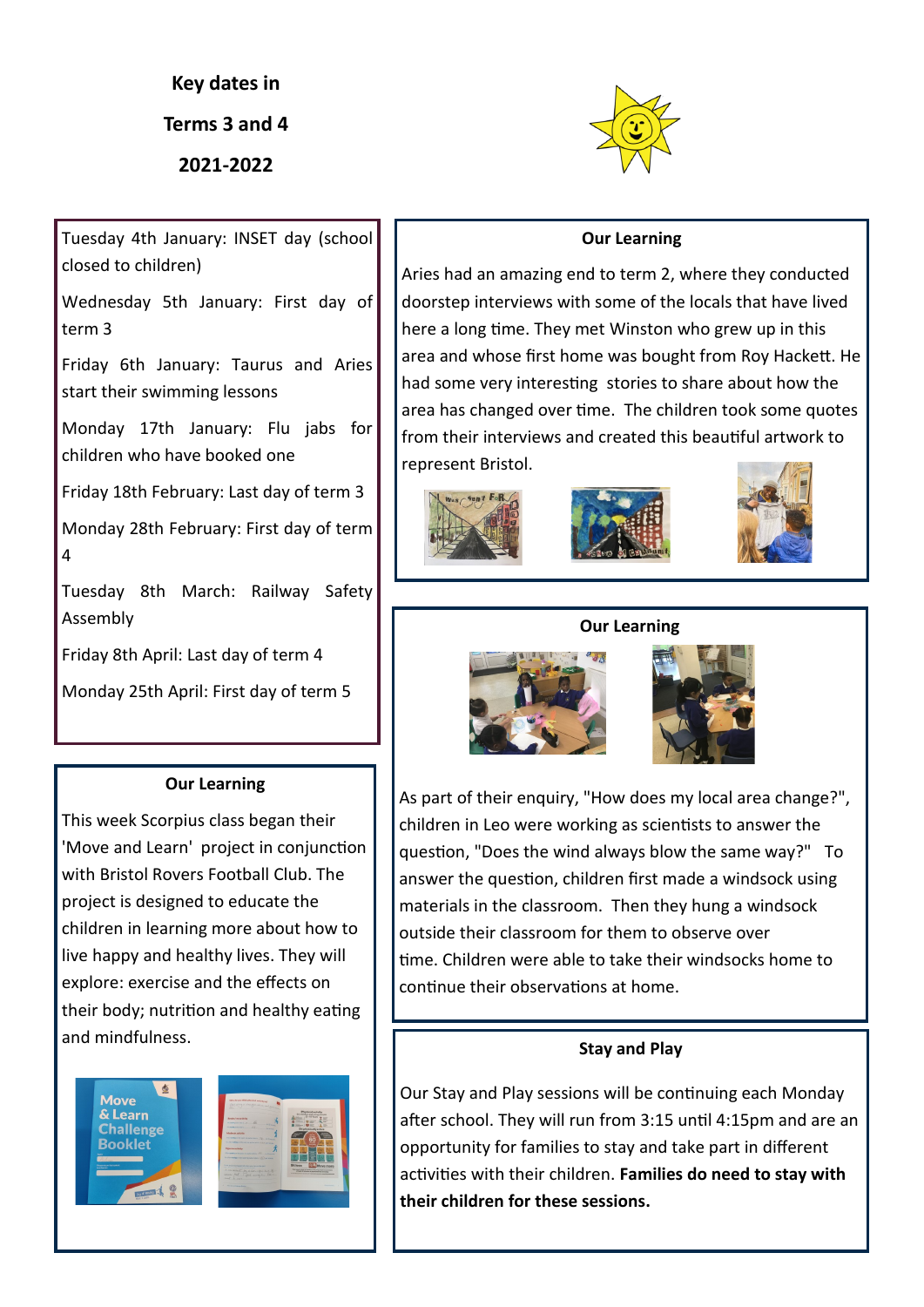## Key dates in Terms 3 and 4 2021-2022

Tuesday 4th January: INSET day (school closed to children)

Wednesday 5th January: First day of term 3

Friday 6th January: Taurus and Aries start their swimming lessons

Monday 17th January: Flu jabs for children who have booked one

Friday 18th February: Last day of term 3

Monday 28th February: First day of term 4

Tuesday 8th March: Railway Safety Assembly

Friday 8th April: Last day of term 4

Monday 25th April: First day of term 5

### Our Learning

This week Scorpius class began their 'Move and Learn' project in conjunction with Bristol Rovers Football Club. The project is designed to educate the children in learning more about how to live happy and healthy lives. They will explore: exercise and the effects on their body; nutrition and healthy eating and mindfulness.

### Our Learning

Aries had an amazing end to term 2, where they conducted doorstep interviews with some of the locals that have lived here a long time. They met Winston who grew up in this area and whose first home was bought from Roy Hackett. He had some very interesting stories to share about how the area has changed over time. The children took some quotes from their interviews and created this beautiful artwork to represent Bristol.

### Our Learning

As part of their enquiry, "How does my local area change?", children in Leo were working as scientists to answer the question, "Does the wind always blow the same way?" To answer the question, children first made a windsock using materials in the classroom. Then they hung a windsock outside their classroom for them to observe over time. Children were able to take their windsocks home to continue their observations at home.

### Stay and Play

Our Stay and Play sessions will be continuing each Monday after school. They will run from 3:15 until 4:15pm and are an opportunity for families to stay and take part in different activities with their children. **Families do need to stay with their children for these sessions.**